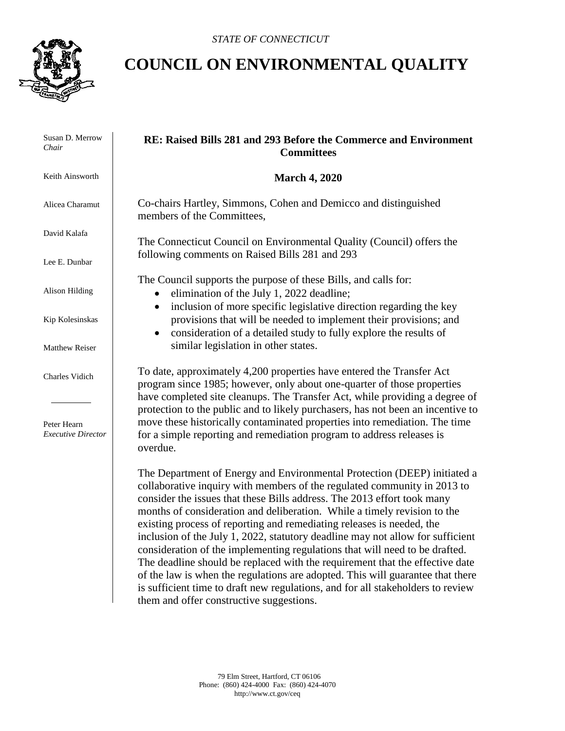*STATE OF CONNECTICUT*

# COUNCIL ON ENVIRONMENTAL QUALITY

Susan D. Merrow
*Chair*

Keith Ainsworth

Alicea Charamut

David Kalafa

Lee E. Dunbar

Alison Hilding

Kip Kolesinskas

Matthew Reiser

Charles Vidich

Peter Hearn
*Executive Director*

**RE: Raised Bills 281 and 293 Before the Commerce and Environment Committees**

**March 4, 2020**

Co-chairs Hartley, Simmons, Cohen and Demicco and distinguished members of the Committees,

The Connecticut Council on Environmental Quality (Council) offers the following comments on Raised Bills 281 and 293

The Council supports the purpose of these Bills, and calls for:

- elimination of the July 1, 2022 deadline;
- inclusion of more specific legislative direction regarding the key provisions that will be needed to implement their provisions; and
- consideration of a detailed study to fully explore the results of similar legislation in other states.

To date, approximately 4,200 properties have entered the Transfer Act program since 1985; however, only about one-quarter of those properties have completed site cleanups. The Transfer Act, while providing a degree of protection to the public and to likely purchasers, has not been an incentive to move these historically contaminated properties into remediation. The time for a simple reporting and remediation program to address releases is overdue.

The Department of Energy and Environmental Protection (DEEP) initiated a collaborative inquiry with members of the regulated community in 2013 to consider the issues that these Bills address. The 2013 effort took many months of consideration and deliberation. While a timely revision to the existing process of reporting and remediating releases is needed, the inclusion of the July 1, 2022, statutory deadline may not allow for sufficient consideration of the implementing regulations that will need to be drafted. The deadline should be replaced with the requirement that the effective date of the law is when the regulations are adopted. This will guarantee that there is sufficient time to draft new regulations, and for all stakeholders to review them and offer constructive suggestions.

79 Elm Street, Hartford, CT 06106
Phone: (860) 424-4000 Fax: (860) 424-4070
http://www.ct.gov/ceq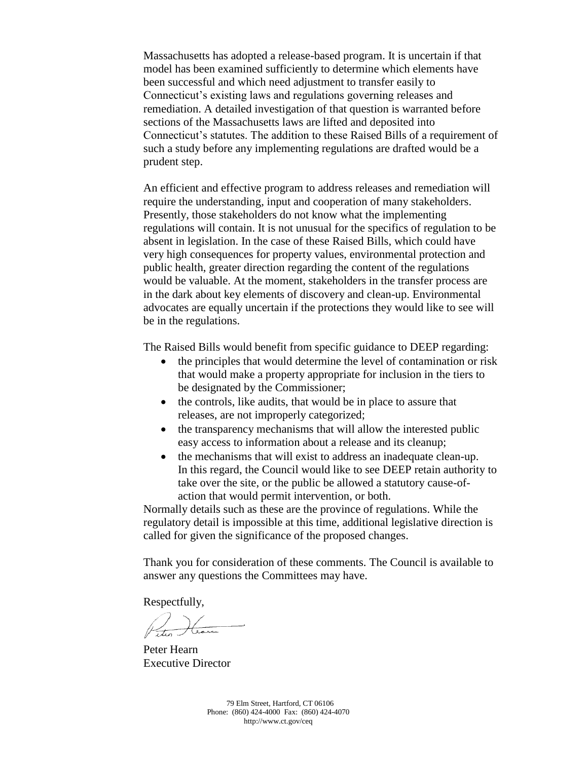Massachusetts has adopted a release-based program. It is uncertain if that model has been examined sufficiently to determine which elements have been successful and which need adjustment to transfer easily to Connecticut's existing laws and regulations governing releases and remediation. A detailed investigation of that question is warranted before sections of the Massachusetts laws are lifted and deposited into Connecticut's statutes. The addition to these Raised Bills of a requirement of such a study before any implementing regulations are drafted would be a prudent step.

An efficient and effective program to address releases and remediation will require the understanding, input and cooperation of many stakeholders. Presently, those stakeholders do not know what the implementing regulations will contain. It is not unusual for the specifics of regulation to be absent in legislation. In the case of these Raised Bills, which could have very high consequences for property values, environmental protection and public health, greater direction regarding the content of the regulations would be valuable. At the moment, stakeholders in the transfer process are in the dark about key elements of discovery and clean-up. Environmental advocates are equally uncertain if the protections they would like to see will be in the regulations.

The Raised Bills would benefit from specific guidance to DEEP regarding:

- the principles that would determine the level of contamination or risk that would make a property appropriate for inclusion in the tiers to be designated by the Commissioner;
- the controls, like audits, that would be in place to assure that releases, are not improperly categorized;
- the transparency mechanisms that will allow the interested public easy access to information about a release and its cleanup;
- the mechanisms that will exist to address an inadequate clean-up. In this regard, the Council would like to see DEEP retain authority to take over the site, or the public be allowed a statutory cause-of-action that would permit intervention, or both.

Normally details such as these are the province of regulations. While the regulatory detail is impossible at this time, additional legislative direction is called for given the significance of the proposed changes.

Thank you for consideration of these comments. The Council is available to answer any questions the Committees may have.

Respectfully,

Peter Hearn
Executive Director

79 Elm Street, Hartford, CT 06106
Phone: (860) 424-4000 Fax: (860) 424-4070
http://www.ct.gov/ceq